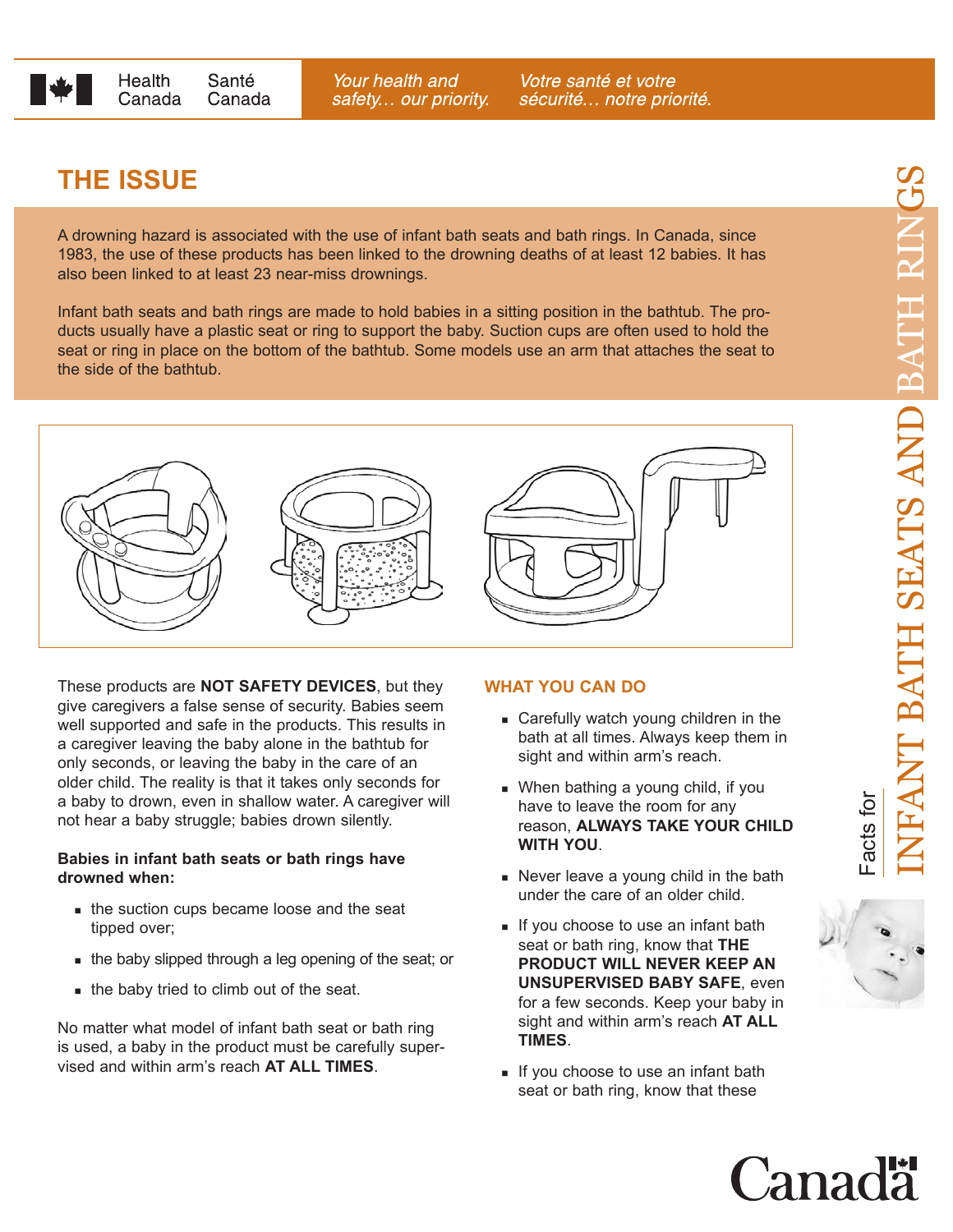Health Canada | Santé Canada

*Your health and safety… our priority.* *Votre santé et votre sécurité… notre priorité.*

# Facts for INFANT BATH SEATS AND BATH RINGS

## THE ISSUE

A drowning hazard is associated with the use of infant bath seats and bath rings. In Canada, since 1983, the use of these products has been linked to the drowning deaths of at least 12 babies. It has also been linked to at least 23 near-miss drownings.

Infant bath seats and bath rings are made to hold babies in a sitting position in the bathtub. The products usually have a plastic seat or ring to support the baby. Suction cups are often used to hold the seat or ring in place on the bottom of the bathtub. Some models use an arm that attaches the seat to the side of the bathtub.

These products are **NOT SAFETY DEVICES**, but they give caregivers a false sense of security. Babies seem well supported and safe in the products. This results in a caregiver leaving the baby alone in the bathtub for only seconds, or leaving the baby in the care of an older child. The reality is that it takes only seconds for a baby to drown, even in shallow water. A caregiver will not hear a baby struggle; babies drown silently.

**Babies in infant bath seats or bath rings have drowned when:**

- the suction cups became loose and the seat tipped over;
- the baby slipped through a leg opening of the seat; or
- the baby tried to climb out of the seat.

No matter what model of infant bath seat or bath ring is used, a baby in the product must be carefully supervised and within arm's reach **AT ALL TIMES**.

### WHAT YOU CAN DO

- Carefully watch young children in the bath at all times. Always keep them in sight and within arm's reach.
- When bathing a young child, if you have to leave the room for any reason, **ALWAYS TAKE YOUR CHILD WITH YOU**.
- Never leave a young child in the bath under the care of an older child.
- If you choose to use an infant bath seat or bath ring, know that **THE PRODUCT WILL NEVER KEEP AN UNSUPERVISED BABY SAFE**, even for a few seconds. Keep your baby in sight and within arm's reach **AT ALL TIMES**.
- If you choose to use an infant bath seat or bath ring, know that these

Canada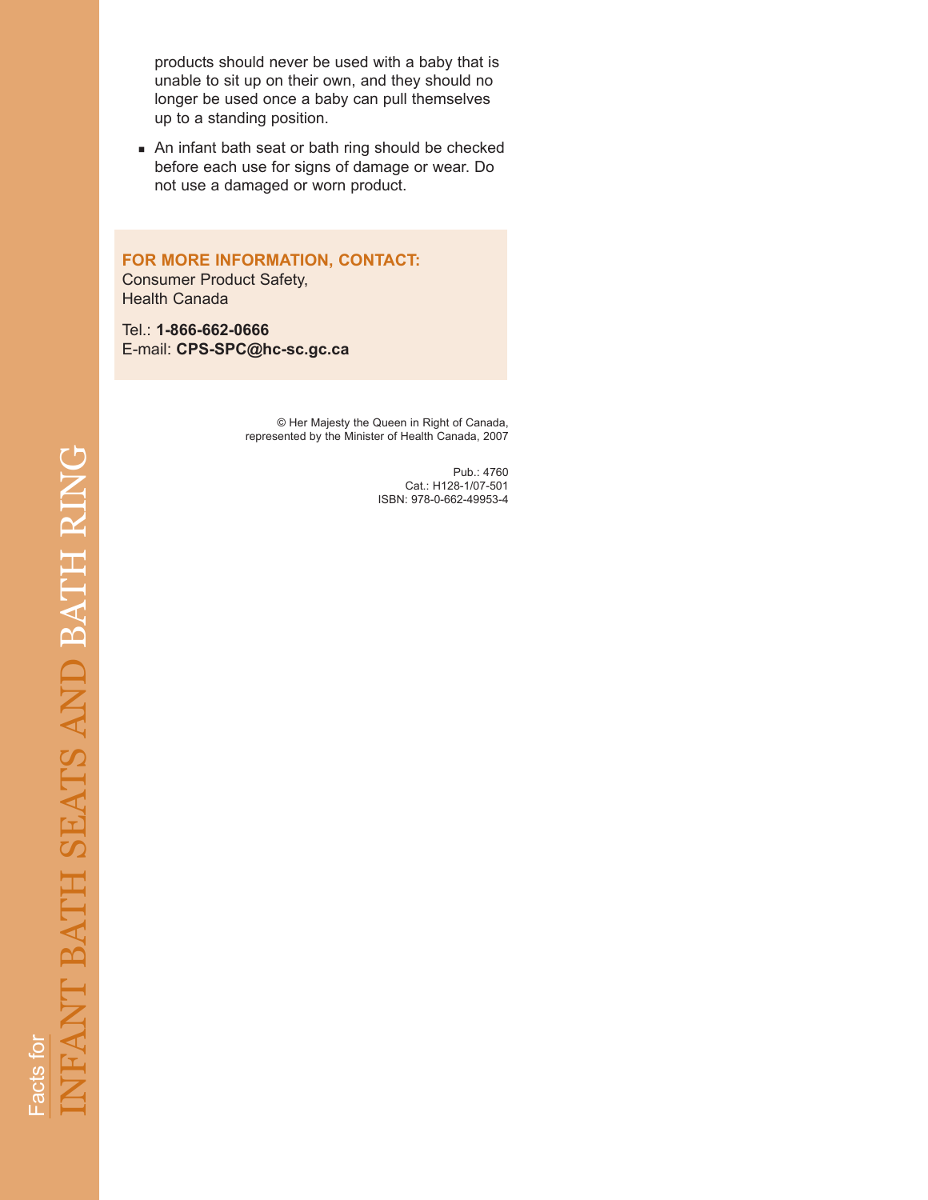products should never be used with a baby that is unable to sit up on their own, and they should no longer be used once a baby can pull themselves up to a standing position.

- An infant bath seat or bath ring should be checked before each use for signs of damage or wear. Do not use a damaged or worn product.

**FOR MORE INFORMATION, CONTACT:**
Consumer Product Safety,
Health Canada

Tel.: **1-866-662-0666**
E-mail: **CPS-SPC@hc-sc.gc.ca**

© Her Majesty the Queen in Right of Canada, represented by the Minister of Health Canada, 2007

Pub.: 4760
Cat.: H128-1/07-501
ISBN: 978-0-662-49953-4